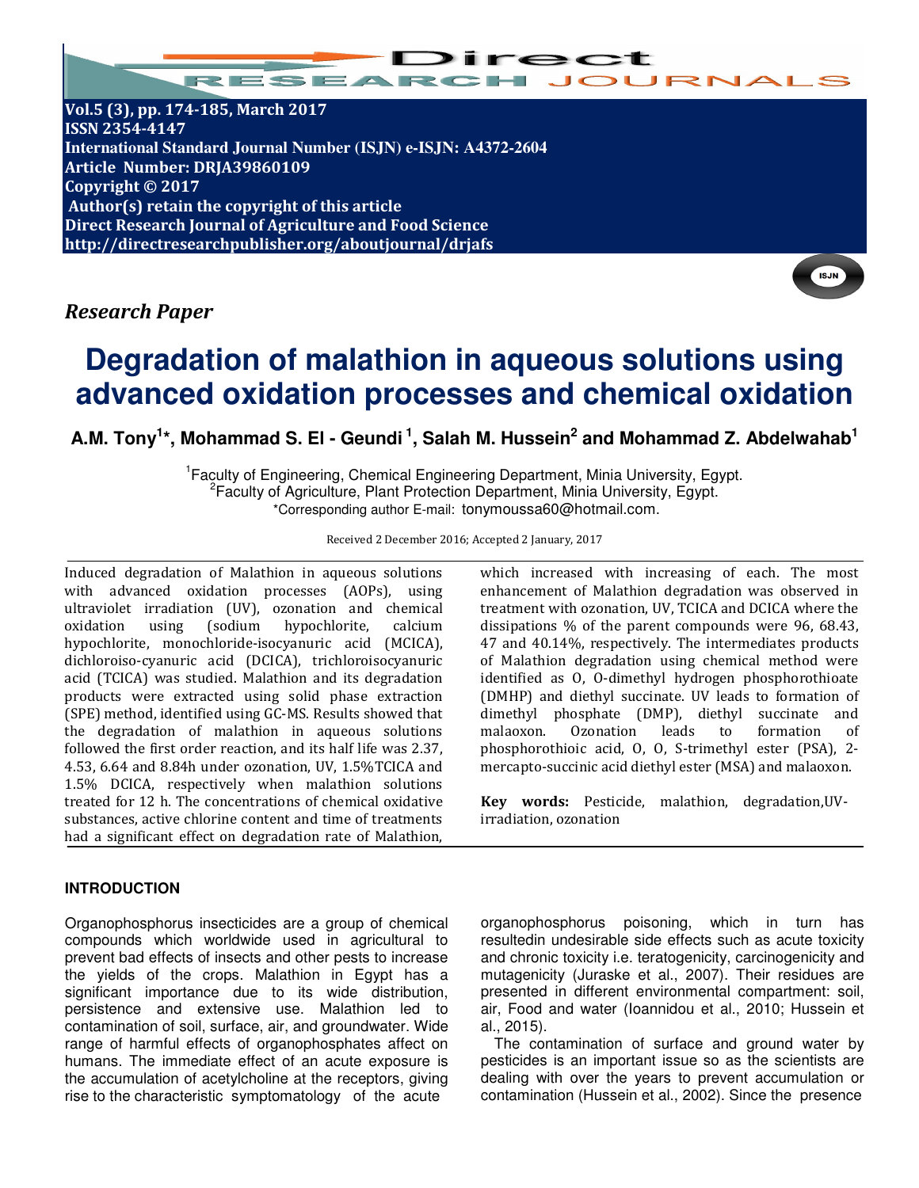Vol.5 (3), pp. 174-185, March 2017
ISSN 2354-4147
International Standard Journal Number (ISJN) e-ISJN: A4372-2604
Article Number: DRJA39860109
Copyright © 2017
Author(s) retain the copyright of this article
Direct Research Journal of Agriculture and Food Science
http://directresearchpublisher.org/aboutjournal/drjafs

*Research Paper*

# Degradation of malathion in aqueous solutions using advanced oxidation processes and chemical oxidation

**A.M. Tony[1]*, Mohammad S. El - Geundi [1], Salah M. Hussein[2] and Mohammad Z. Abdelwahab[1]**

[1]Faculty of Engineering, Chemical Engineering Department, Minia University, Egypt.
[2]Faculty of Agriculture, Plant Protection Department, Minia University, Egypt.
*Corresponding author E-mail: tonymoussa60@hotmail.com.

Received 2 December 2016; Accepted 2 January, 2017

Induced degradation of Malathion in aqueous solutions with advanced oxidation processes (AOPs), using ultraviolet irradiation (UV), ozonation and chemical oxidation using (sodium hypochlorite, calcium hypochlorite, monochloride-isocyanuric acid (MCICA), dichloroiso-cyanuric acid (DCICA), trichloroisocyanuric acid (TCICA) was studied. Malathion and its degradation products were extracted using solid phase extraction (SPE) method, identified using GC-MS. Results showed that the degradation of malathion in aqueous solutions followed the first order reaction, and its half life was 2.37, 4.53, 6.64 and 8.84h under ozonation, UV, 1.5%TCICA and 1.5% DCICA, respectively when malathion solutions treated for 12 h. The concentrations of chemical oxidative substances, active chlorine content and time of treatments had a significant effect on degradation rate of Malathion, which increased with increasing of each. The most enhancement of Malathion degradation was observed in treatment with ozonation, UV, TCICA and DCICA where the dissipations % of the parent compounds were 96, 68.43, 47 and 40.14%, respectively. The intermediates products of Malathion degradation using chemical method were identified as O, O-dimethyl hydrogen phosphorothioate (DMHP) and diethyl succinate. UV leads to formation of dimethyl phosphate (DMP), diethyl succinate and malaoxon. Ozonation leads to formation of phosphorothioic acid, O, O, S-trimethyl ester (PSA), 2-mercapto-succinic acid diethyl ester (MSA) and malaoxon.

**Key words:** Pesticide, malathion, degradation,UV-irradiation, ozonation

## INTRODUCTION

Organophosphorus insecticides are a group of chemical compounds which worldwide used in agricultural to prevent bad effects of insects and other pests to increase the yields of the crops. Malathion in Egypt has a significant importance due to its wide distribution, persistence and extensive use. Malathion led to contamination of soil, surface, air, and groundwater. Wide range of harmful effects of organophosphates affect on humans. The immediate effect of an acute exposure is the accumulation of acetylcholine at the receptors, giving rise to the characteristic symptomatology of the acute organophosphorus poisoning, which in turn has resultedin undesirable side effects such as acute toxicity and chronic toxicity i.e. teratogenicity, carcinogenicity and mutagenicity (Juraske et al., 2007). Their residues are presented in different environmental compartment: soil, air, Food and water (Ioannidou et al., 2010; Hussein et al., 2015).

The contamination of surface and ground water by pesticides is an important issue so as the scientists are dealing with over the years to prevent accumulation or contamination (Hussein et al., 2002). Since the presence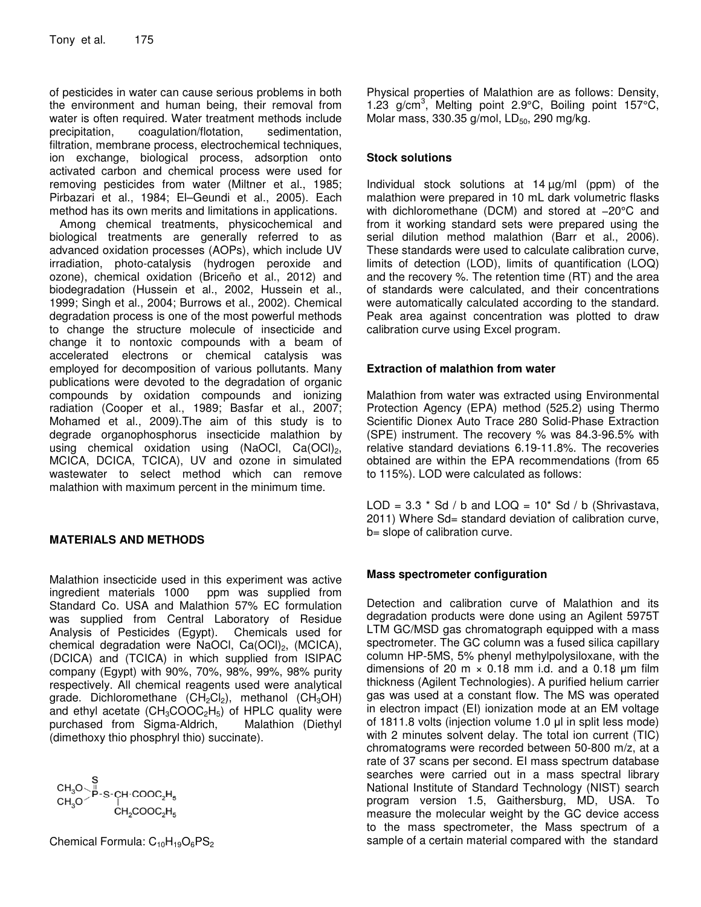of pesticides in water can cause serious problems in both the environment and human being, their removal from water is often required. Water treatment methods include precipitation, coagulation/flotation, sedimentation, filtration, membrane process, electrochemical techniques, ion exchange, biological process, adsorption onto activated carbon and chemical process were used for removing pesticides from water (Miltner et al., 1985; Pirbazari et al., 1984; El–Geundi et al., 2005). Each method has its own merits and limitations in applications.

Among chemical treatments, physicochemical and biological treatments are generally referred to as advanced oxidation processes (AOPs), which include UV irradiation, photo-catalysis (hydrogen peroxide and ozone), chemical oxidation (Briceño et al., 2012) and biodegradation (Hussein et al., 2002, Hussein et al., 1999; Singh et al., 2004; Burrows et al., 2002). Chemical degradation process is one of the most powerful methods to change the structure molecule of insecticide and change it to nontoxic compounds with a beam of accelerated electrons or chemical catalysis was employed for decomposition of various pollutants. Many publications were devoted to the degradation of organic compounds by oxidation compounds and ionizing radiation (Cooper et al., 1989; Basfar et al., 2007; Mohamed et al., 2009).The aim of this study is to degrade organophosphorus insecticide malathion by using chemical oxidation using (NaOCl, $Ca(OCl)_2$, MCICA, DCICA, TCICA), UV and ozone in simulated wastewater to select method which can remove malathion with maximum percent in the minimum time.

## MATERIALS AND METHODS

Malathion insecticide used in this experiment was active ingredient materials 1000 ppm was supplied from Standard Co. USA and Malathion 57% EC formulation was supplied from Central Laboratory of Residue Analysis of Pesticides (Egypt). Chemicals used for chemical degradation were NaOCl, $Ca(OCl)_2$, (MCICA), (DCICA) and (TCICA) in which supplied from ISIPAC company (Egypt) with 90%, 70%, 98%, 99%, 98% purity respectively. All chemical reagents used were analytical grade. Dichloromethane ($CH_2Cl_2$), methanol ($CH_3OH$) and ethyl acetate ($CH_3COOC_2H_5$) of HPLC quality were purchased from Sigma-Aldrich, Malathion (Diethyl (dimethoxy thio phosphryl thio) succinate).

$$(CH_3O)_2P(=S)\text{-}S\text{-}CH(COOC_2H_5)CH_2COOC_2H_5$$

Chemical Formula: $C_{10}H_{19}O_6PS_2$

Physical properties of Malathion are as follows: Density, 1.23 g/cm$^3$, Melting point 2.9°C, Boiling point 157°C, Molar mass, 330.35 g/mol, $LD_{50}$, 290 mg/kg.

### Stock solutions

Individual stock solutions at 14 µg/ml (ppm) of the malathion were prepared in 10 mL dark volumetric flasks with dichloromethane (DCM) and stored at −20°C and from it working standard sets were prepared using the serial dilution method malathion (Barr et al., 2006). These standards were used to calculate calibration curve, limits of detection (LOD), limits of quantification (LOQ) and the recovery %. The retention time (RT) and the area of standards were calculated, and their concentrations were automatically calculated according to the standard. Peak area against concentration was plotted to draw calibration curve using Excel program.

### Extraction of malathion from water

Malathion from water was extracted using Environmental Protection Agency (EPA) method (525.2) using Thermo Scientific Dionex Auto Trace 280 Solid-Phase Extraction (SPE) instrument. The recovery % was 84.3-96.5% with relative standard deviations 6.19-11.8%. The recoveries obtained are within the EPA recommendations (from 65 to 115%). LOD were calculated as follows:

$LOD = 3.3 * Sd / b$ and $LOQ = 10* Sd / b$ (Shrivastava, 2011) Where Sd= standard deviation of calibration curve, b= slope of calibration curve.

### Mass spectrometer configuration

Detection and calibration curve of Malathion and its degradation products were done using an Agilent 5975T LTM GC/MSD gas chromatograph equipped with a mass spectrometer. The GC column was a fused silica capillary column HP-5MS, 5% phenyl methylpolysiloxane, with the dimensions of 20 m × 0.18 mm i.d. and a 0.18 µm film thickness (Agilent Technologies). A purified helium carrier gas was used at a constant flow. The MS was operated in electron impact (EI) ionization mode at an EM voltage of 1811.8 volts (injection volume 1.0 µl in split less mode) with 2 minutes solvent delay. The total ion current (TIC) chromatograms were recorded between 50-800 m/z, at a rate of 37 scans per second. EI mass spectrum database searches were carried out in a mass spectral library National Institute of Standard Technology (NIST) search program version 1.5, Gaithersburg, MD, USA. To measure the molecular weight by the GC device access to the mass spectrometer, the Mass spectrum of a sample of a certain material compared with the standard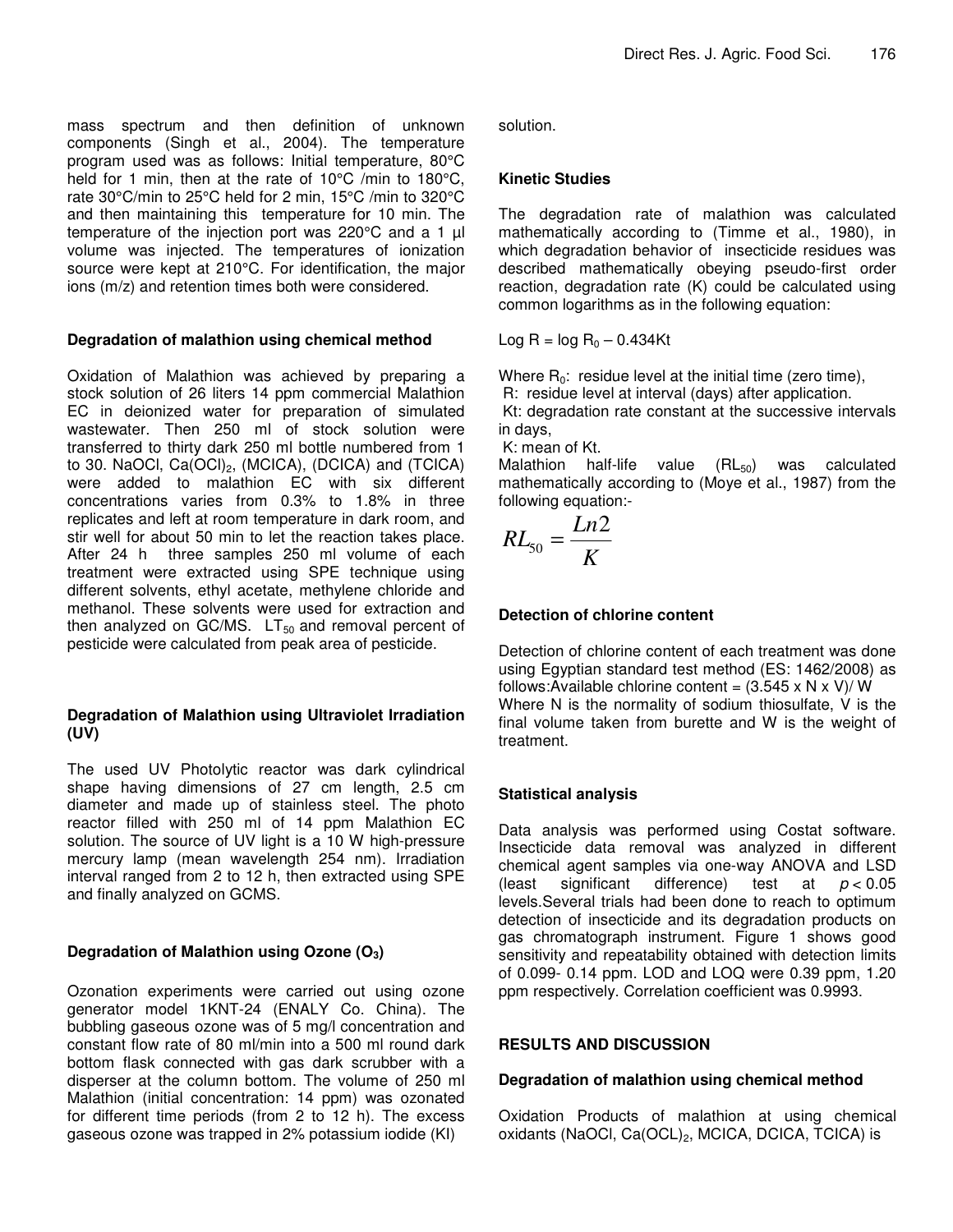mass spectrum and then definition of unknown components (Singh et al., 2004). The temperature program used was as follows: Initial temperature, 80°C held for 1 min, then at the rate of 10°C /min to 180°C, rate 30°C/min to 25°C held for 2 min, 15°C /min to 320°C and then maintaining this temperature for 10 min. The temperature of the injection port was 220°C and a 1 µl volume was injected. The temperatures of ionization source were kept at 210°C. For identification, the major ions (m/z) and retention times both were considered.

### Degradation of malathion using chemical method

Oxidation of Malathion was achieved by preparing a stock solution of 26 liters 14 ppm commercial Malathion EC in deionized water for preparation of simulated wastewater. Then 250 ml of stock solution were transferred to thirty dark 250 ml bottle numbered from 1 to 30. NaOCl, $Ca(OCl)_2$, (MCICA), (DCICA) and (TCICA) were added to malathion EC with six different concentrations varies from 0.3% to 1.8% in three replicates and left at room temperature in dark room, and stir well for about 50 min to let the reaction takes place. After 24 h three samples 250 ml volume of each treatment were extracted using SPE technique using different solvents, ethyl acetate, methylene chloride and methanol. These solvents were used for extraction and then analyzed on GC/MS. $LT_{50}$ and removal percent of pesticide were calculated from peak area of pesticide.

### Degradation of Malathion using Ultraviolet Irradiation (UV)

The used UV Photolytic reactor was dark cylindrical shape having dimensions of 27 cm length, 2.5 cm diameter and made up of stainless steel. The photo reactor filled with 250 ml of 14 ppm Malathion EC solution. The source of UV light is a 10 W high-pressure mercury lamp (mean wavelength 254 nm). Irradiation interval ranged from 2 to 12 h, then extracted using SPE and finally analyzed on GCMS.

### Degradation of Malathion using Ozone ($O_3$)

Ozonation experiments were carried out using ozone generator model 1KNT-24 (ENALY Co. China). The bubbling gaseous ozone was of 5 mg/l concentration and constant flow rate of 80 ml/min into a 500 ml round dark bottom flask connected with gas dark scrubber with a disperser at the column bottom. The volume of 250 ml Malathion (initial concentration: 14 ppm) was ozonated for different time periods (from 2 to 12 h). The excess gaseous ozone was trapped in 2% potassium iodide (KI) solution.

### Kinetic Studies

The degradation rate of malathion was calculated mathematically according to (Timme et al., 1980), in which degradation behavior of insecticide residues was described mathematically obeying pseudo-first order reaction, degradation rate (K) could be calculated using common logarithms as in the following equation:

$$\text{Log } R = \log R_0 - 0.434Kt$$

Where $R_0$: residue level at the initial time (zero time),

R: residue level at interval (days) after application.

Kt: degradation rate constant at the successive intervals in days,

K: mean of Kt.

Malathion half-life value ($RL_{50}$) was calculated mathematically according to (Moye et al., 1987) from the following equation:-

$$RL_{50} = \frac{Ln2}{K}$$

### Detection of chlorine content

Detection of chlorine content of each treatment was done using Egyptian standard test method (ES: 1462/2008) as follows:Available chlorine content = (3.545 x N x V)/ W

Where N is the normality of sodium thiosulfate, V is the final volume taken from burette and W is the weight of treatment.

### Statistical analysis

Data analysis was performed using Costat software. Insecticide data removal was analyzed in different chemical agent samples via one-way ANOVA and LSD (least significant difference) test at $p < 0.05$ levels.Several trials had been done to reach to optimum detection of insecticide and its degradation products on gas chromatograph instrument. Figure 1 shows good sensitivity and repeatability obtained with detection limits of 0.099- 0.14 ppm. LOD and LOQ were 0.39 ppm, 1.20 ppm respectively. Correlation coefficient was 0.9993.

## RESULTS AND DISCUSSION

### Degradation of malathion using chemical method

Oxidation Products of malathion at using chemical oxidants (NaOCl, $Ca(OCL)_2$, MCICA, DCICA, TCICA) is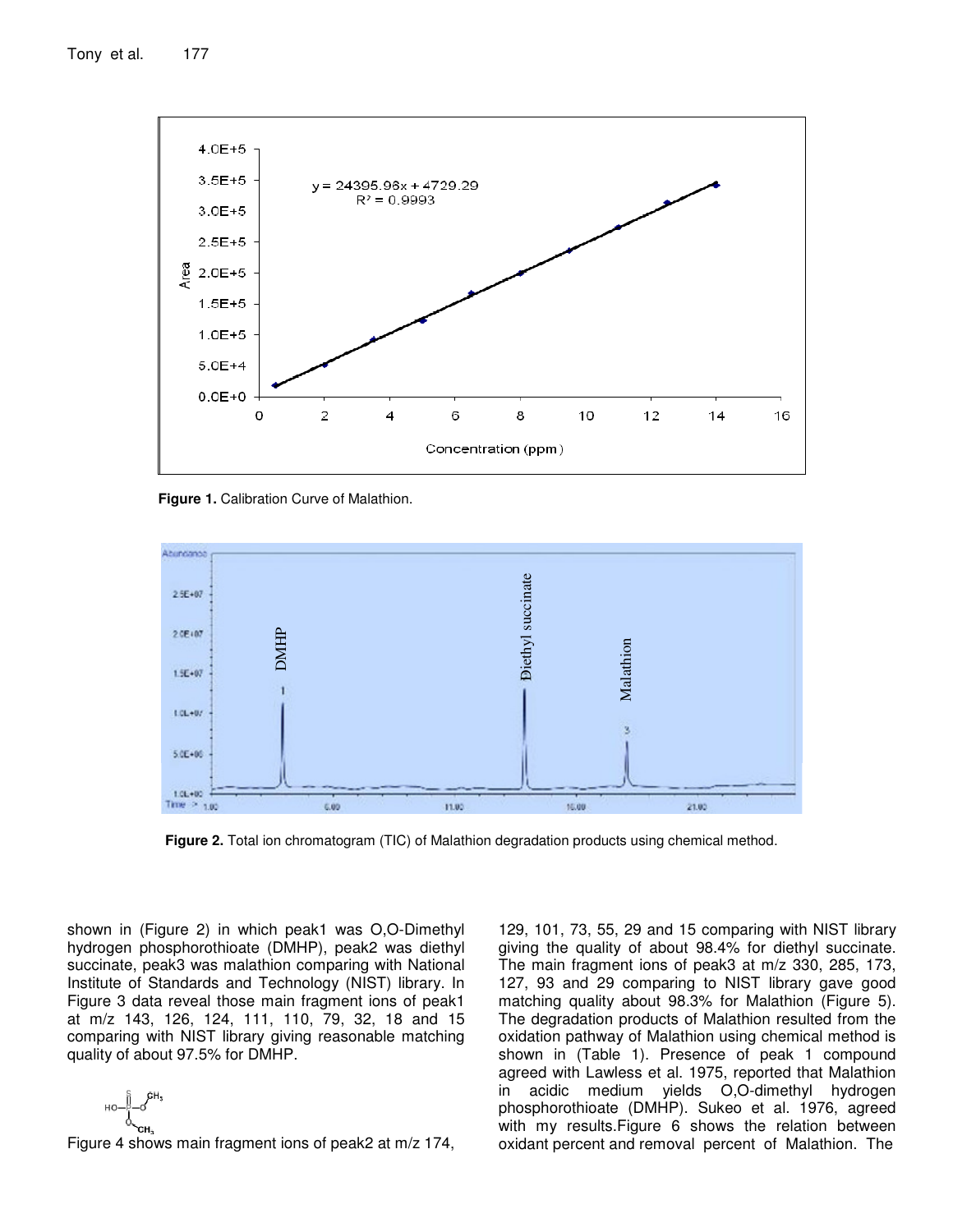Figure 1. Calibration Curve of Malathion.

Figure 2. Total ion chromatogram (TIC) of Malathion degradation products using chemical method.

shown in (Figure 2) in which peak1 was O,O-Dimethyl hydrogen phosphorothioate (DMHP), peak2 was diethyl succinate, peak3 was malathion comparing with National Institute of Standards and Technology (NIST) library. In Figure 3 data reveal those main fragment ions of peak1 at m/z 143, 126, 124, 111, 110, 79, 32, 18 and 15 comparing with NIST library giving reasonable matching quality of about 97.5% for DMHP.

Figure 4 shows main fragment ions of peak2 at m/z 174, 129, 101, 73, 55, 29 and 15 comparing with NIST library giving the quality of about 98.4% for diethyl succinate. The main fragment ions of peak3 at m/z 330, 285, 173, 127, 93 and 29 comparing to NIST library gave good matching quality about 98.3% for Malathion (Figure 5). The degradation products of Malathion resulted from the oxidation pathway of Malathion using chemical method is shown in (Table 1). Presence of peak 1 compound agreed with Lawless et al. 1975, reported that Malathion in acidic medium yields O,O-dimethyl hydrogen phosphorothioate (DMHP). Sukeo et al. 1976, agreed with my results.Figure 6 shows the relation between oxidant percent and removal percent of Malathion. The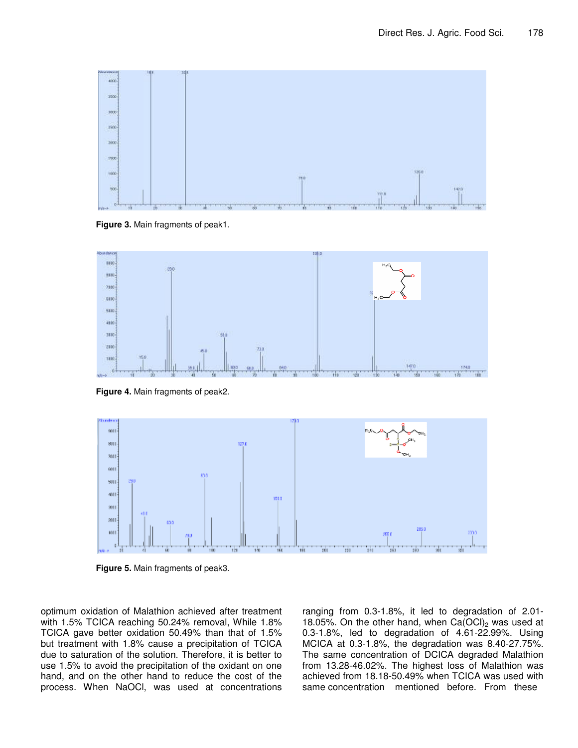**Figure 3.** Main fragments of peak1.

**Figure 4.** Main fragments of peak2.

**Figure 5.** Main fragments of peak3.

optimum oxidation of Malathion achieved after treatment with 1.5% TCICA reaching 50.24% removal, While 1.8% TCICA gave better oxidation 50.49% than that of 1.5% but treatment with 1.8% cause a precipitation of TCICA due to saturation of the solution. Therefore, it is better to use 1.5% to avoid the precipitation of the oxidant on one hand, and on the other hand to reduce the cost of the process. When NaOCl, was used at concentrations ranging from 0.3-1.8%, it led to degradation of 2.01-18.05%. On the other hand, when $Ca(OCl)_2$ was used at 0.3-1.8%, led to degradation of 4.61-22.99%. Using MCICA at 0.3-1.8%, the degradation was 8.40-27.75%. The same concentration of DCICA degraded Malathion from 13.28-46.02%. The highest loss of Malathion was achieved from 18.18-50.49% when TCICA was used with same concentration mentioned before. From these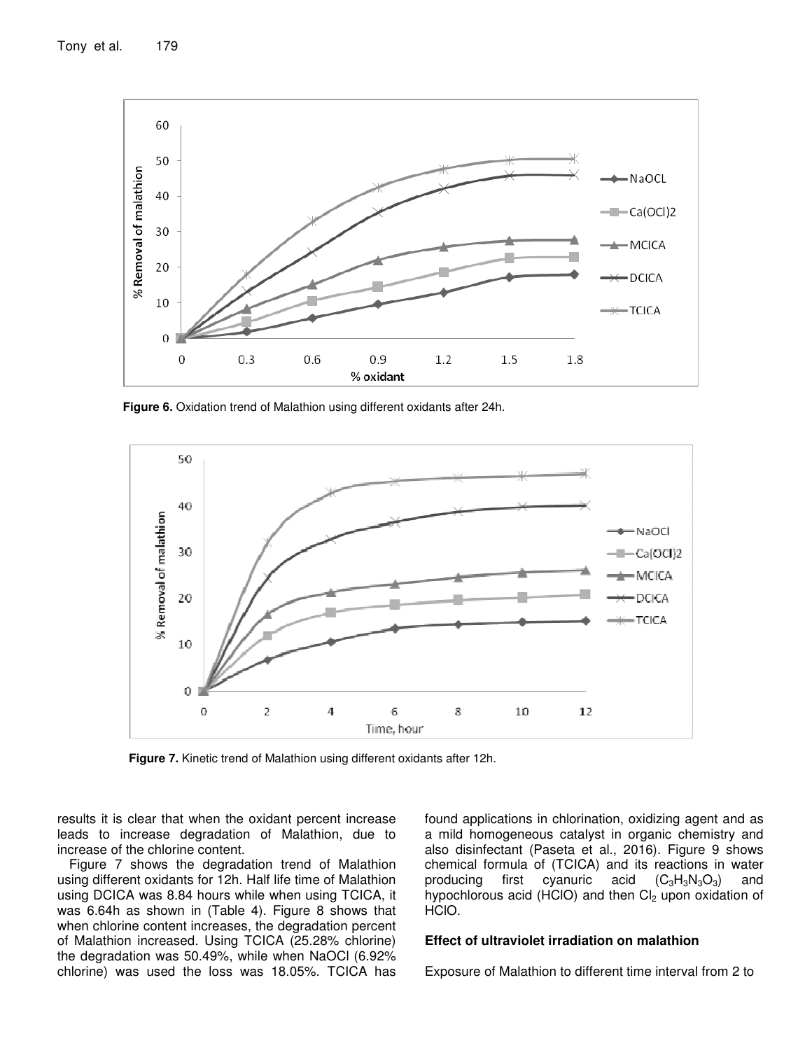**Figure 6.** Oxidation trend of Malathion using different oxidants after 24h.

**Figure 7.** Kinetic trend of Malathion using different oxidants after 12h.

results it is clear that when the oxidant percent increase leads to increase degradation of Malathion, due to increase of the chlorine content.

Figure 7 shows the degradation trend of Malathion using different oxidants for 12h. Half life time of Malathion using DCICA was 8.84 hours while when using TCICA, it was 6.64h as shown in (Table 4). Figure 8 shows that when chlorine content increases, the degradation percent of Malathion increased. Using TCICA (25.28% chlorine) the degradation was 50.49%, while when NaOCl (6.92% chlorine) was used the loss was 18.05%. TCICA has found applications in chlorination, oxidizing agent and as a mild homogeneous catalyst in organic chemistry and also disinfectant (Paseta et al., 2016). Figure 9 shows chemical formula of (TCICA) and its reactions in water producing first cyanuric acid ($C_3H_3N_3O_3$) and hypochlorous acid (HClO) and then $Cl_2$ upon oxidation of HClO.

## Effect of ultraviolet irradiation on malathion

Exposure of Malathion to different time interval from 2 to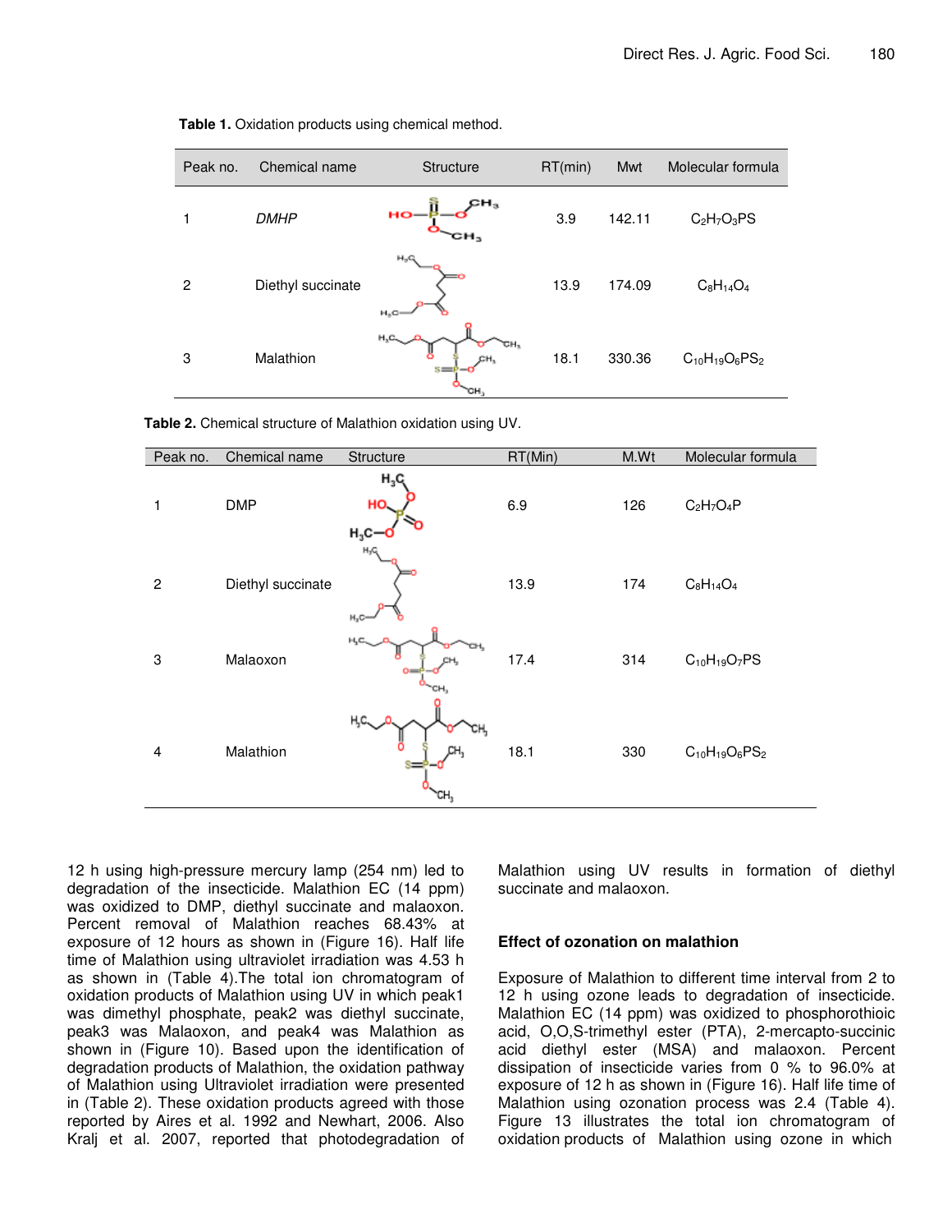**Table 1.** Oxidation products using chemical method.

| Peak no. | Chemical name | Structure | RT(min) | Mwt | Molecular formula |
|---|---|---|---|---|---|
| 1 | *DMHP* | | 3.9 | 142.11 | $C_2H_7O_3PS$ |
| 2 | Diethyl succinate | | 13.9 | 174.09 | $C_8H_{14}O_4$ |
| 3 | Malathion | | 18.1 | 330.36 | $C_{10}H_{19}O_6PS_2$ |

**Table 2.** Chemical structure of Malathion oxidation using UV.

| Peak no. | Chemical name | Structure | RT(Min) | M.Wt | Molecular formula |
|---|---|---|---|---|---|
| 1 | DMP | | 6.9 | 126 | $C_2H_7O_4P$ |
| 2 | Diethyl succinate | | 13.9 | 174 | $C_8H_{14}O_4$ |
| 3 | Malaoxon | | 17.4 | 314 | $C_{10}H_{19}O_7PS$ |
| 4 | Malathion | | 18.1 | 330 | $C_{10}H_{19}O_6PS_2$ |

12 h using high-pressure mercury lamp (254 nm) led to degradation of the insecticide. Malathion EC (14 ppm) was oxidized to DMP, diethyl succinate and malaoxon. Percent removal of Malathion reaches 68.43% at exposure of 12 hours as shown in (Figure 16). Half life time of Malathion using ultraviolet irradiation was 4.53 h as shown in (Table 4).The total ion chromatogram of oxidation products of Malathion using UV in which peak1 was dimethyl phosphate, peak2 was diethyl succinate, peak3 was Malaoxon, and peak4 was Malathion as shown in (Figure 10). Based upon the identification of degradation products of Malathion, the oxidation pathway of Malathion using Ultraviolet irradiation were presented in (Table 2). These oxidation products agreed with those reported by Aires et al. 1992 and Newhart, 2006. Also Kralj et al. 2007, reported that photodegradation of Malathion using UV results in formation of diethyl succinate and malaoxon.

### Effect of ozonation on malathion

Exposure of Malathion to different time interval from 2 to 12 h using ozone leads to degradation of insecticide. Malathion EC (14 ppm) was oxidized to phosphorothioic acid, O,O,S-trimethyl ester (PTA), 2-mercapto-succinic acid diethyl ester (MSA) and malaoxon. Percent dissipation of insecticide varies from 0 % to 96.0% at exposure of 12 h as shown in (Figure 16). Half life time of Malathion using ozonation process was 2.4 (Table 4). Figure 13 illustrates the total ion chromatogram of oxidation products of Malathion using ozone in which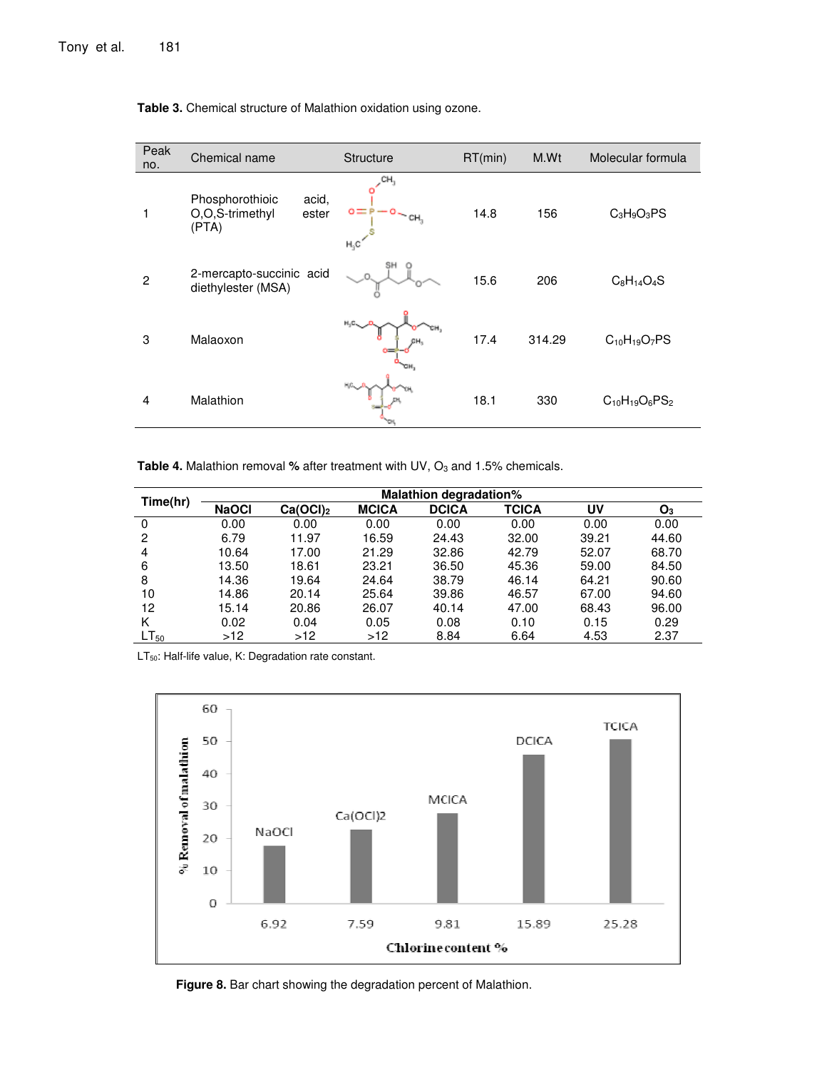**Table 3.** Chemical structure of Malathion oxidation using ozone.

| Peak no. | Chemical name | Structure | RT(min) | M.Wt | Molecular formula |
|---|---|---|---|---|---|
| 1 | Phosphorothioic acid, O,O,S-trimethyl ester (PTA) | | 14.8 | 156 | $C_3H_9O_3PS$ |
| 2 | 2-mercapto-succinic acid diethylester (MSA) | | 15.6 | 206 | $C_8H_{14}O_4S$ |
| 3 | Malaoxon | | 17.4 | 314.29 | $C_{10}H_{19}O_7PS$ |
| 4 | Malathion | | 18.1 | 330 | $C_{10}H_{19}O_6PS_2$ |

**Table 4.** Malathion removal **%** after treatment with UV, $O_3$ and 1.5% chemicals.

| Time(hr) | Malathion degradation% | | | | | | |
|---|---|---|---|---|---|---|---|
| | NaOCl | $Ca(OCl)_2$ | MCICA | DCICA | TCICA | UV | $O_3$ |
| 0 | 0.00 | 0.00 | 0.00 | 0.00 | 0.00 | 0.00 | 0.00 |
| 2 | 6.79 | 11.97 | 16.59 | 24.43 | 32.00 | 39.21 | 44.60 |
| 4 | 10.64 | 17.00 | 21.29 | 32.86 | 42.79 | 52.07 | 68.70 |
| 6 | 13.50 | 18.61 | 23.21 | 36.50 | 45.36 | 59.00 | 84.50 |
| 8 | 14.36 | 19.64 | 24.64 | 38.79 | 46.14 | 64.21 | 90.60 |
| 10 | 14.86 | 20.14 | 25.64 | 39.86 | 46.57 | 67.00 | 94.60 |
| 12 | 15.14 | 20.86 | 26.07 | 40.14 | 47.00 | 68.43 | 96.00 |
| K | 0.02 | 0.04 | 0.05 | 0.08 | 0.10 | 0.15 | 0.29 |
| $LT_{50}$ | >12 | >12 | >12 | 8.84 | 6.64 | 4.53 | 2.37 |

$LT_{50}$: Half-life value, K: Degradation rate constant.

**Figure 8.** Bar chart showing the degradation percent of Malathion.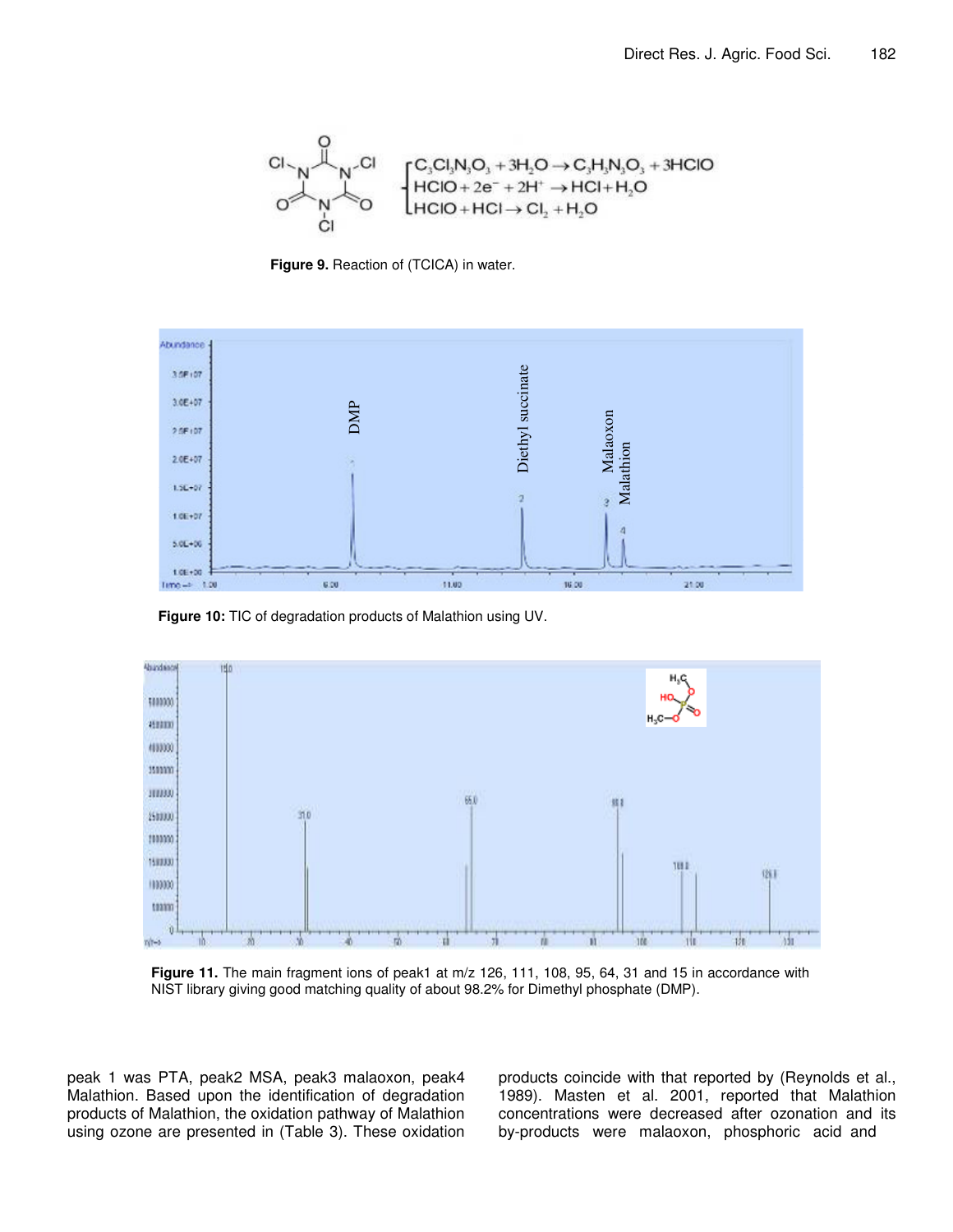$$C_3Cl_3N_3O_3 + 3H_2O \rightarrow C_3H_3N_3O_3 + 3HClO$$
$$HClO + 2e^- + 2H^+ \rightarrow HCl + H_2O$$
$$HClO + HCl \rightarrow Cl_2 + H_2O$$

**Figure 9.** Reaction of (TCICA) in water.

**Figure 10:** TIC of degradation products of Malathion using UV.

**Figure 11.** The main fragment ions of peak1 at m/z 126, 111, 108, 95, 64, 31 and 15 in accordance with NIST library giving good matching quality of about 98.2% for Dimethyl phosphate (DMP).

peak 1 was PTA, peak2 MSA, peak3 malaoxon, peak4 Malathion. Based upon the identification of degradation products of Malathion, the oxidation pathway of Malathion using ozone are presented in (Table 3). These oxidation products coincide with that reported by (Reynolds et al., 1989). Masten et al. 2001, reported that Malathion concentrations were decreased after ozonation and its by-products were malaoxon, phosphoric acid and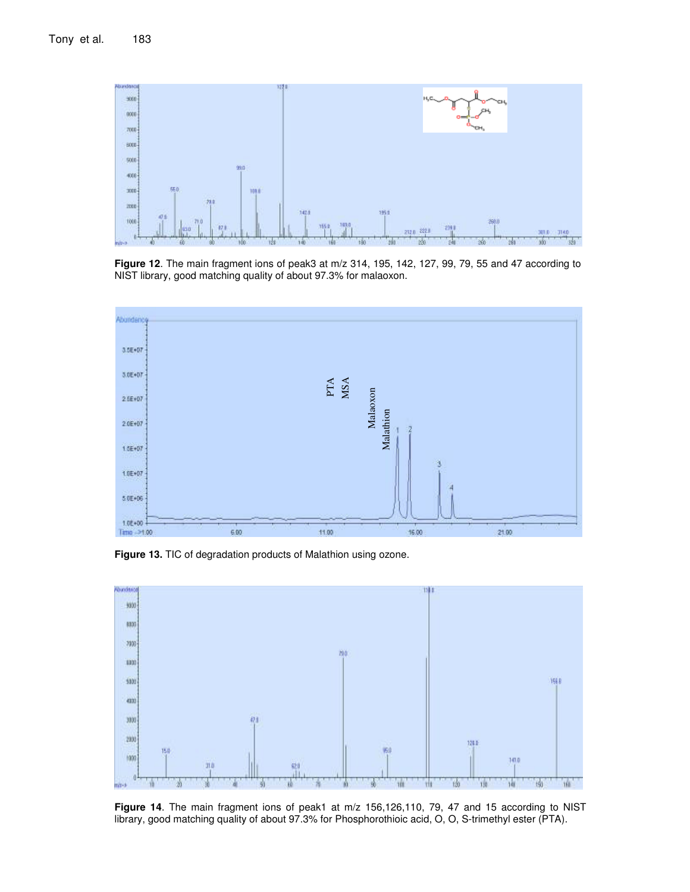**Figure 12**. The main fragment ions of peak3 at m/z 314, 195, 142, 127, 99, 79, 55 and 47 according to NIST library, good matching quality of about 97.3% for malaoxon.

**Figure 13.** TIC of degradation products of Malathion using ozone.

**Figure 14**. The main fragment ions of peak1 at m/z 156,126,110, 79, 47 and 15 according to NIST library, good matching quality of about 97.3% for Phosphorothioic acid, O, O, S-trimethyl ester (PTA).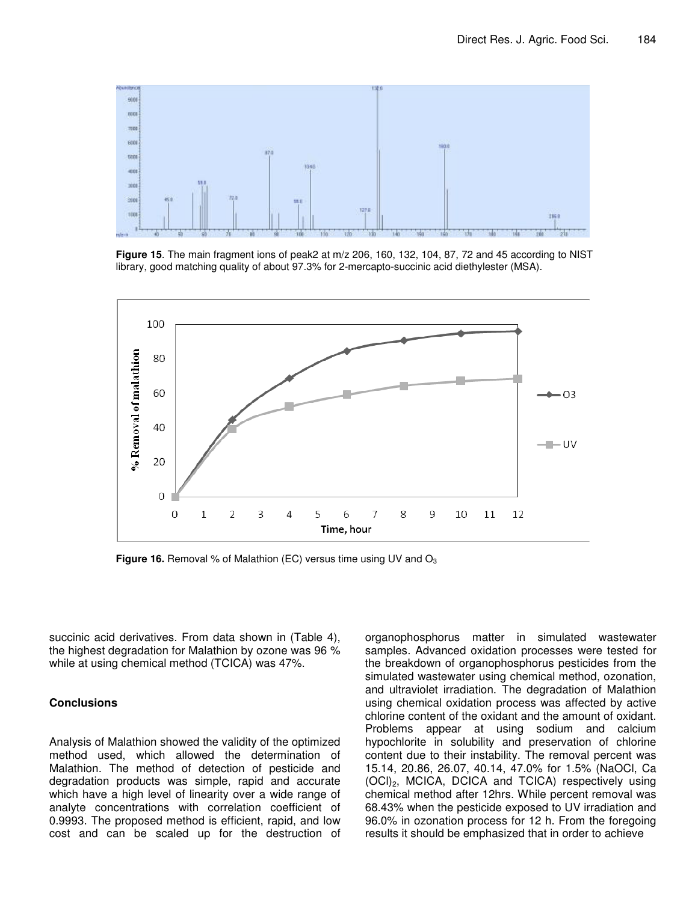**Figure 15**. The main fragment ions of peak2 at m/z 206, 160, 132, 104, 87, 72 and 45 according to NIST library, good matching quality of about 97.3% for 2-mercapto-succinic acid diethylester (MSA).

**Figure 16.** Removal % of Malathion (EC) versus time using UV and $O_3$

succinic acid derivatives. From data shown in (Table 4), the highest degradation for Malathion by ozone was 96 % while at using chemical method (TCICA) was 47%.

## Conclusions

Analysis of Malathion showed the validity of the optimized method used, which allowed the determination of Malathion. The method of detection of pesticide and degradation products was simple, rapid and accurate which have a high level of linearity over a wide range of analyte concentrations with correlation coefficient of 0.9993. The proposed method is efficient, rapid, and low cost and can be scaled up for the destruction of organophosphorus matter in simulated wastewater samples. Advanced oxidation processes were tested for the breakdown of organophosphorus pesticides from the simulated wastewater using chemical method, ozonation, and ultraviolet irradiation. The degradation of Malathion using chemical oxidation process was affected by active chlorine content of the oxidant and the amount of oxidant. Problems appear at using sodium and calcium hypochlorite in solubility and preservation of chlorine content due to their instability. The removal percent was 15.14, 20.86, 26.07, 40.14, 47.0% for 1.5% (NaOCl, $Ca(OCl)_2$, MCICA, DCICA and TCICA) respectively using chemical method after 12hrs. While percent removal was 68.43% when the pesticide exposed to UV irradiation and 96.0% in ozonation process for 12 h. From the foregoing results it should be emphasized that in order to achieve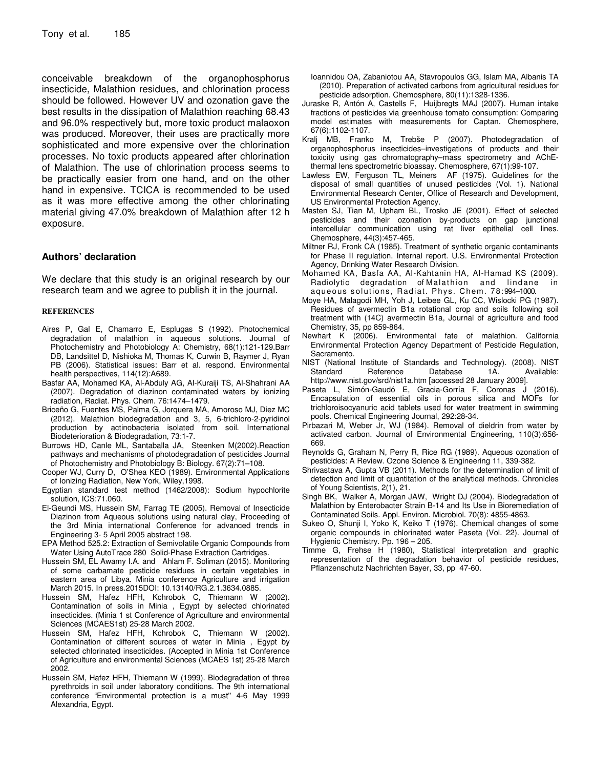conceivable breakdown of the organophosphorus insecticide, Malathion residues, and chlorination process should be followed. However UV and ozonation gave the best results in the dissipation of Malathion reaching 68.43 and 96.0% respectively but, more toxic product malaoxon was produced. Moreover, their uses are practically more sophisticated and more expensive over the chlorination processes. No toxic products appeared after chlorination of Malathion. The use of chlorination process seems to be practically easier from one hand, and on the other hand in expensive. TCICA is recommended to be used as it was more effective among the other chlorinating material giving 47.0% breakdown of Malathion after 12 h exposure.

## Authors' declaration

We declare that this study is an original research by our research team and we agree to publish it in the journal.

## REFERENCES

Aires P, Gal E, Chamarro E, Esplugas S (1992). Photochemical degradation of malathion in aqueous solutions. Journal of Photochemistry and Photobiology A: Chemistry, 68(1):121-129.Barr DB, Landsittel D, Nishioka M, Thomas K, Curwin B, Raymer J, Ryan PB (2006). Statistical issues: Barr et al. respond. Environmental health perspectives, 114(12):A689.

Basfar AA, Mohamed KA, Al-Abduly AG, Al-Kuraiji TS, Al-Shahrani AA (2007). Degradation of diazinon contaminated waters by ionizing radiation, Radiat. Phys. Chem. 76:1474–1479.

Briceño G, Fuentes MS, Palma G, Jorquera MA, Amoroso MJ, Diez MC (2012). Malathion biodegradation and 3, 5, 6-trichloro-2-pyridinol production by actinobacteria isolated from soil. International Biodeterioration & Biodegradation, 73:1-7.

Burrows HD, Canle ML, Santaballa JA, Steenken M(2002).Reaction pathways and mechanisms of photodegradation of pesticides Journal of Photochemistry and Photobiology B: Biology. 67(2):71–108.

Cooper WJ, Curry D, O'Shea KEO (1989). Environmental Applications of Ionizing Radiation, New York, Wiley,1998.

Egyptian standard test method (1462/2008): Sodium hypochlorite solution, ICS:71.060.

El-Geundi MS, Hussein SM, Farrag TE (2005). Removal of Insecticide Diazinon from Aqueous solutions using natural clay, Proceeding of the 3rd Minia international Conference for advanced trends in Engineering 3- 5 April 2005 abstract 198.

EPA Method 525.2: Extraction of Semivolatile Organic Compounds from Water Using AutoTrace 280 Solid-Phase Extraction Cartridges.

Hussein SM, EL Awamy I.A. and Ahlam F. Soliman (2015). Monitoring of some carbamate pesticide residues in certain vegetables in eastern area of Libya. Minia conference Agriculture and irrigation March 2015. In press.2015DOI: 10.13140/RG.2.1.3634.0885.

Hussein SM, Hafez HFH, Kchrobok C, Thiemann W (2002). Contamination of soils in Minia , Egypt by selected chlorinated insecticides. (Minia 1 st Conference of Agriculture and environmental Sciences (MCAES1st) 25-28 March 2002.

Hussein SM, Hafez HFH, Kchrobok C, Thiemann W (2002). Contamination of different sources of water in Minia , Egypt by selected chlorinated insecticides. (Accepted in Minia 1st Conference of Agriculture and environmental Sciences (MCAES 1st) 25-28 March 2002.

Hussein SM, Hafez HFH, Thiemann W (1999). Biodegradation of three pyrethroids in soil under laboratory conditions. The 9th international conference "Environmental protection is a must" 4-6 May 1999 Alexandria, Egypt.

Ioannidou OA, Zabaniotou AA, Stavropoulos GG, Islam MA, Albanis TA (2010). Preparation of activated carbons from agricultural residues for pesticide adsorption. Chemosphere, 80(11):1328-1336.

Juraske R, Antón A, Castells F, Huijbregts MAJ (2007). Human intake fractions of pesticides via greenhouse tomato consumption: Comparing model estimates with measurements for Captan. Chemosphere, 67(6):1102-1107.

Kralj MB, Franko M, Trebše P (2007). Photodegradation of organophosphorus insecticides–investigations of products and their toxicity using gas chromatography–mass spectrometry and AChE-thermal lens spectrometric bioassay. Chemosphere, 67(1):99-107.

Lawless EW, Ferguson TL, Meiners AF (1975). Guidelines for the disposal of small quantities of unused pesticides (Vol. 1). National Environmental Research Center, Office of Research and Development, US Environmental Protection Agency.

Masten SJ, Tian M, Upham BL, Trosko JE (2001). Effect of selected pesticides and their ozonation by-products on gap junctional intercellular communication using rat liver epithelial cell lines. Chemosphere, 44(3):457-465.

Miltner RJ, Fronk CA (1985). Treatment of synthetic organic contaminants for Phase II regulation. Internal report. U.S. Environmental Protection Agency, Drinking Water Research Division.

Mohamed KA, Basfa AA, Al-Kahtanin HA, Al-Hamad KS (2009). Radiolytic degradation of Malathion and lindane in aqueous solutions, Radiat. Phys. Chem. 78:994–1000.

Moye HA, Malagodi MH, Yoh J, Leibee GL, Ku CC, Wislocki PG (1987). Residues of avermectin B1a rotational crop and soils following soil treatment with (14C) avermectin B1a, Journal of agriculture and food Chemistry, 35, pp 859-864.

Newhart K (2006). Environmental fate of malathion. California Environmental Protection Agency Department of Pesticide Regulation, Sacramento.

NIST (National Institute of Standards and Technology). (2008). NIST Standard Reference Database 1A. Available: http://www.nist.gov/srd/nist1a.htm [accessed 28 January 2009].

Paseta L, Simón-Gaudó E, Gracia-Gorría F, Coronas J (2016). Encapsulation of essential oils in porous silica and MOFs for trichloroisocyanuric acid tablets used for water treatment in swimming pools. Chemical Engineering Journal, 292:28-34.

Pirbazari M, Weber Jr, WJ (1984). Removal of dieldrin from water by activated carbon. Journal of Environmental Engineering, 110(3):656-669.

Reynolds G, Graham N, Perry R, Rice RG (1989). Aqueous ozonation of pesticides: A Review. Ozone Science & Engineering 11, 339-382.

Shrivastava A, Gupta VB (2011). Methods for the determination of limit of detection and limit of quantitation of the analytical methods. Chronicles of Young Scientists, 2(1), 21.

Singh BK, Walker A, Morgan JAW, Wright DJ (2004). Biodegradation of Malathion by Enterobacter Strain B-14 and Its Use in Bioremediation of Contaminated Soils. Appl. Environ. Microbiol. 70(8): 4855-4863.

Sukeo O, Shunji I, Yoko K, Keiko T (1976). Chemical changes of some organic compounds in chlorinated water Paseta (Vol. 22). Journal of Hygienic Chemistry. Pp. 196 – 205.

Timme G, Frehse H (1980), Statistical interpretation and graphic representation of the degradation behavior of pesticide residues, Pflanzenschutz Nachrichten Bayer, 33, pp 47-60.